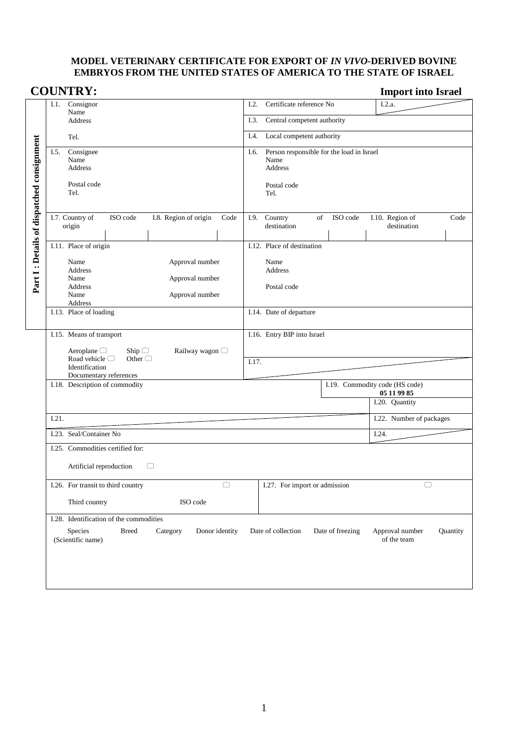**MODEL VETERINARY CERTIFICATE FOR EXPORT OF *IN VIVO*-DERIVED BOVINE EMBRYOS FROM THE UNITED STATES OF AMERICA TO THE STATE OF ISRAEL**

## COUNTRY: Import into Israel

**Part I : Details of dispatched consignment**

| | |
|---|---|
| I.1. Consignor<br>Name<br>Address<br><br>Tel. | I.2. Certificate reference No / I.2.a.<br>I.3. Central competent authority<br>I.4. Local competent authority |
| I.5. Consignee<br>Name<br>Address<br><br>Postal code<br>Tel. | I.6. Person responsible for the load in Israel<br>Name<br>Address<br><br>Postal code<br>Tel. |
| I.7. Country of origin / ISO code / I.8. Region of origin / Code | I.9. Country of destination / ISO code / I.10. Region of destination / Code |
| I.11. Place of origin<br><br>Name / Approval number<br>Address<br>Name / Approval number<br>Address<br>Name / Approval number<br>Address | I.12. Place of destination<br><br>Name<br>Address<br><br>Postal code |
| I.13. Place of loading | I.14. Date of departure |
| I.15. Means of transport<br><br>Aeroplane ☐ Ship ☐ Railway wagon ☐<br>Road vehicle ☐ Other ☐<br>Identification<br>Documentary references | I.16. Entry BIP into Israel<br><br>I.17. |
| I.18. Description of commodity | I.19. Commodity code (HS code)<br>**05 11 99 85**<br>I.20. Quantity |
| I.21. | I.22. Number of packages |
| I.23. Seal/Container No | I.24. |
| I.25. Commodities certified for:<br><br>Artificial reproduction ☐ | |
| I.26. For transit to third country ☐<br><br>Third country / ISO code | I.27. For import or admission ☐ |

I.28. Identification of the commodities

| Species (Scientific name) | Breed | Category | Donor identity | Date of collection | Date of freezing | Approval number of the team | Quantity |
|---|---|---|---|---|---|---|---|
| | | | | | | | |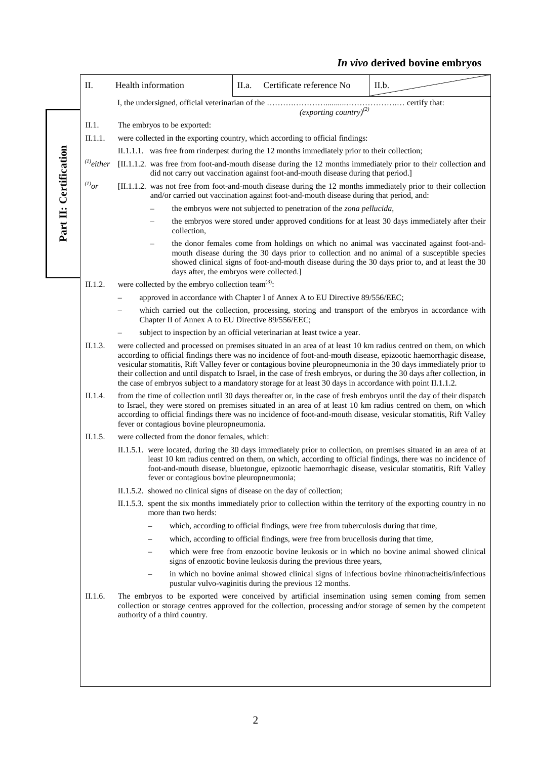## *In vivo* derived bovine embryos

| II. | Health information | II.a. Certificate reference No | II.b. |
|---|---|---|---|

**Part II: Certification**

I, the undersigned, official veterinarian of the ………………………………………… certify that:
*(exporting country)*[(2)]

II.1. The embryos to be exported:

II.1.1. were collected in the exporting country, which according to official findings:

II.1.1.1. was free from rinderpest during the 12 months immediately prior to their collection;

[(1)]*either* [II.1.1.2. was free from foot-and-mouth disease during the 12 months immediately prior to their collection and did not carry out vaccination against foot-and-mouth disease during that period.]

[(1)]*or* [II.1.1.2. was not free from foot-and-mouth disease during the 12 months immediately prior to their collection and/or carried out vaccination against foot-and-mouth disease during that period, and:

- the embryos were not subjected to penetration of the *zona pellucida*,
- the embryos were stored under approved conditions for at least 30 days immediately after their collection,
- the donor females come from holdings on which no animal was vaccinated against foot-and-mouth disease during the 30 days prior to collection and no animal of a susceptible species showed clinical signs of foot-and-mouth disease during the 30 days prior to, and at least the 30 days after, the embryos were collected.]

II.1.2. were collected by the embryo collection team[(3)]:

- approved in accordance with Chapter I of Annex A to EU Directive 89/556/EEC;
- which carried out the collection, processing, storing and transport of the embryos in accordance with Chapter II of Annex A to EU Directive 89/556/EEC;
- subject to inspection by an official veterinarian at least twice a year.

II.1.3. were collected and processed on premises situated in an area of at least 10 km radius centred on them, on which according to official findings there was no incidence of foot-and-mouth disease, epizootic haemorrhagic disease, vesicular stomatitis, Rift Valley fever or contagious bovine pleuropneumonia in the 30 days immediately prior to their collection and until dispatch to Israel, in the case of fresh embryos, or during the 30 days after collection, in the case of embryos subject to a mandatory storage for at least 30 days in accordance with point II.1.1.2.

II.1.4. from the time of collection until 30 days thereafter or, in the case of fresh embryos until the day of their dispatch to Israel, they were stored on premises situated in an area of at least 10 km radius centred on them, on which according to official findings there was no incidence of foot-and-mouth disease, vesicular stomatitis, Rift Valley fever or contagious bovine pleuropneumonia.

II.1.5. were collected from the donor females, which:

II.1.5.1. were located, during the 30 days immediately prior to collection, on premises situated in an area of at least 10 km radius centred on them, on which, according to official findings, there was no incidence of foot-and-mouth disease, bluetongue, epizootic haemorrhagic disease, vesicular stomatitis, Rift Valley fever or contagious bovine pleuropneumonia;

II.1.5.2. showed no clinical signs of disease on the day of collection;

II.1.5.3. spent the six months immediately prior to collection within the territory of the exporting country in no more than two herds:

- which, according to official findings, were free from tuberculosis during that time,
- which, according to official findings, were free from brucellosis during that time,
- which were free from enzootic bovine leukosis or in which no bovine animal showed clinical signs of enzootic bovine leukosis during the previous three years,
- in which no bovine animal showed clinical signs of infectious bovine rhinotracheitis/infectious pustular vulvo-vaginitis during the previous 12 months.

II.1.6. The embryos to be exported were conceived by artificial insemination using semen coming from semen collection or storage centres approved for the collection, processing and/or storage of semen by the competent authority of a third country.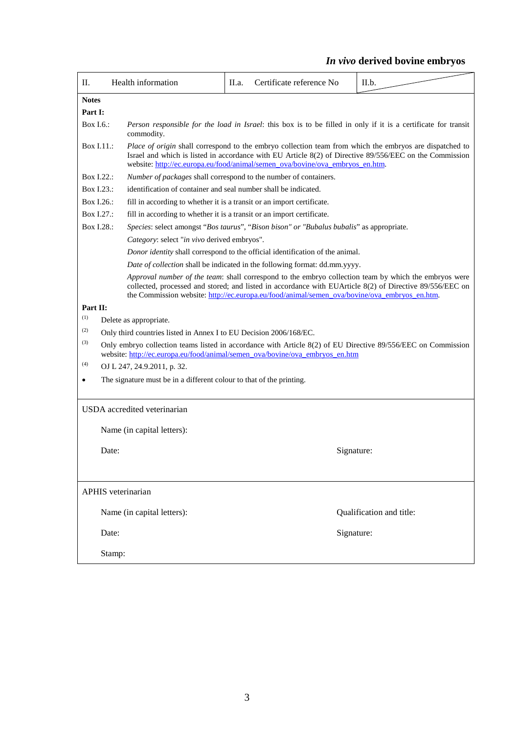## *In vivo* derived bovine embryos

| II. Health information | II.a. Certificate reference No | II.b. |
|---|---|---|

**Notes**

**Part I:**

Box I.6.: *Person responsible for the load in Israel*: this box is to be filled in only if it is a certificate for transit commodity.

Box I.11.: *Place of origin* shall correspond to the embryo collection team from which the embryos are dispatched to Israel and which is listed in accordance with EU Article 8(2) of Directive 89/556/EEC on the Commission website: http://ec.europa.eu/food/animal/semen_ova/bovine/ova_embryos_en.htm.

Box I.22.: *Number of packages* shall correspond to the number of containers.

Box I.23.: identification of container and seal number shall be indicated.

Box I.26.: fill in according to whether it is a transit or an import certificate.

Box I.27.: fill in according to whether it is a transit or an import certificate.

Box I.28.: *Species*: select amongst "*Bos taurus*", "*Bison bison" or "Bubalus bubalis*" as appropriate.

*Category*: select "*in vivo* derived embryos".

*Donor identity* shall correspond to the official identification of the animal.

*Date of collection* shall be indicated in the following format: dd.mm.yyyy.

*Approval number of the team*: shall correspond to the embryo collection team by which the embryos were collected, processed and stored; and listed in accordance with EUArticle 8(2) of Directive 89/556/EEC on the Commission website: http://ec.europa.eu/food/animal/semen_ova/bovine/ova_embryos_en.htm.

**Part II:**

(1) Delete as appropriate.

(2) Only third countries listed in Annex I to EU Decision 2006/168/EC.

(3) Only embryo collection teams listed in accordance with Article 8(2) of EU Directive 89/556/EEC on Commission website: http://ec.europa.eu/food/animal/semen_ova/bovine/ova_embryos_en.htm

(4) OJ L 247, 24.9.2011, p. 32.

- The signature must be in a different colour to that of the printing.

USDA accredited veterinarian

Name (in capital letters):

Date: Signature:

APHIS veterinarian

Name (in capital letters): Qualification and title:

Date: Signature:

Stamp: